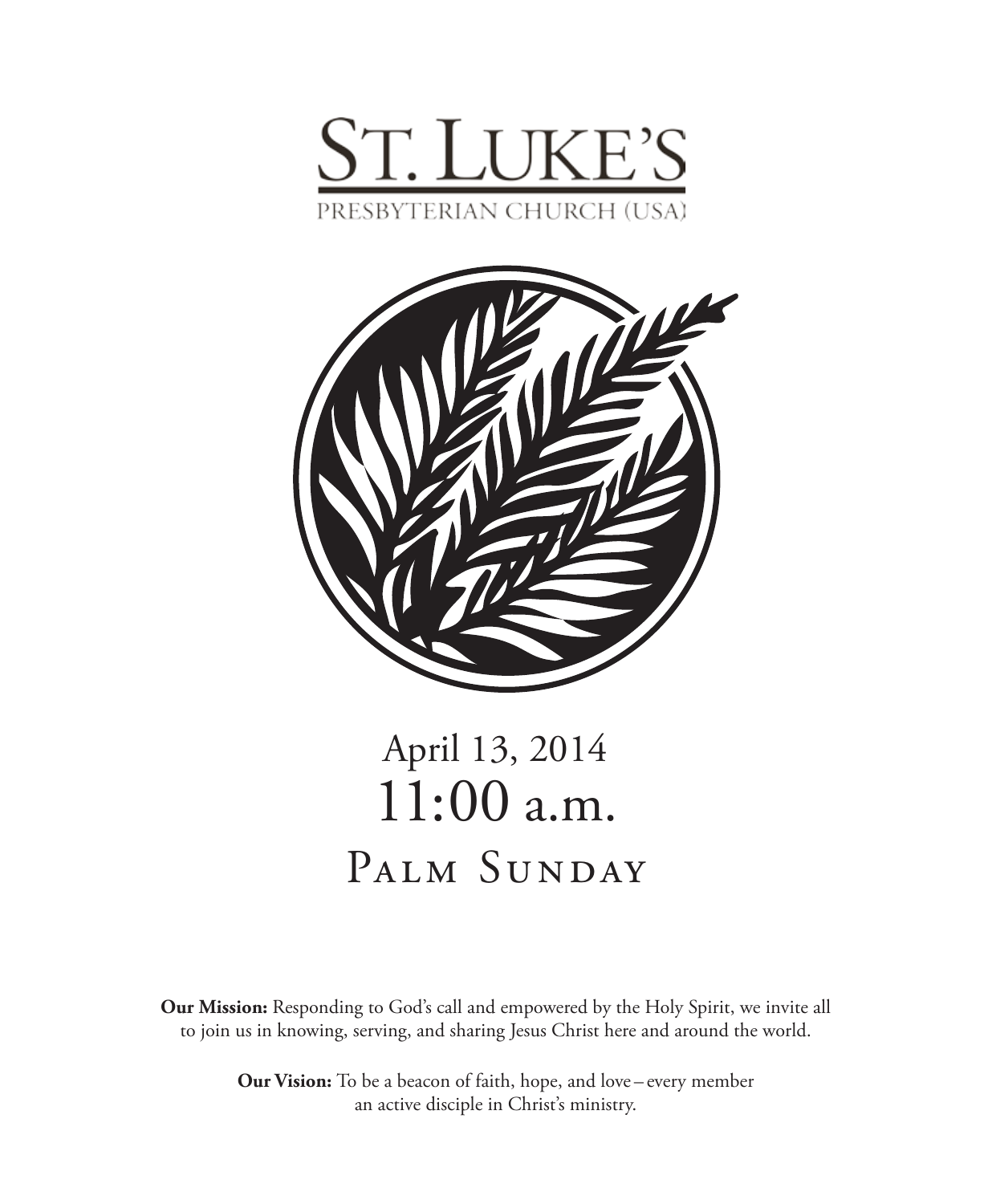# St. Luke's

PRESBYTERIAN CHURCH (USA)

April 13, 2014

11:00 a.m.

## Palm Sunday

**Our Mission:** Responding to God's call and empowered by the Holy Spirit, we invite all to join us in knowing, serving, and sharing Jesus Christ here and around the world.

**Our Vision:** To be a beacon of faith, hope, and love – every member an active disciple in Christ's ministry.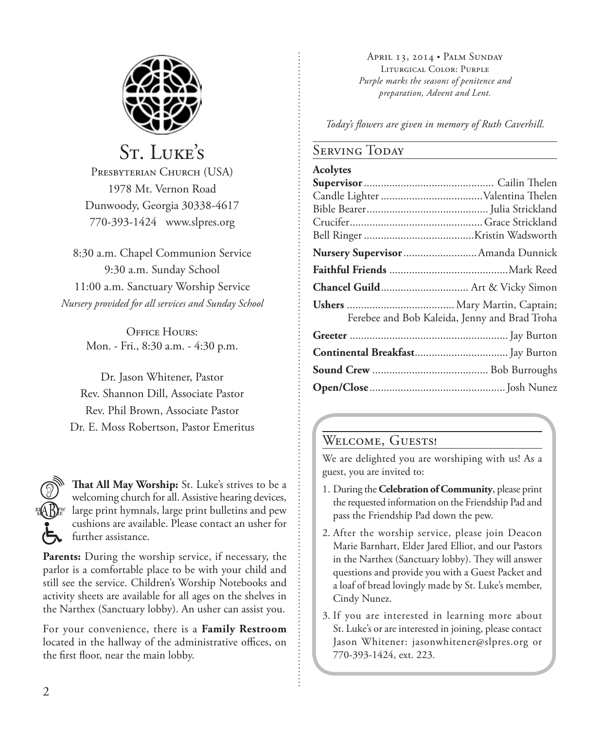# St. Luke's

Presbyterian Church (USA)
1978 Mt. Vernon Road
Dunwoody, Georgia 30338-4617
770-393-1424 www.slpres.org

8:30 a.m. Chapel Communion Service
9:30 a.m. Sunday School
11:00 a.m. Sanctuary Worship Service
*Nursery provided for all services and Sunday School*

Office Hours:
Mon. - Fri., 8:30 a.m. - 4:30 p.m.

Dr. Jason Whitener, Pastor
Rev. Shannon Dill, Associate Pastor
Rev. Phil Brown, Associate Pastor
Dr. E. Moss Robertson, Pastor Emeritus

**That All May Worship:** St. Luke's strives to be a welcoming church for all. Assistive hearing devices, large print hymnals, large print bulletins and pew cushions are available. Please contact an usher for further assistance.

**Parents:** During the worship service, if necessary, the parlor is a comfortable place to be with your child and still see the service. Children's Worship Notebooks and activity sheets are available for all ages on the shelves in the Narthex (Sanctuary lobby). An usher can assist you.

For your convenience, there is a **Family Restroom** located in the hallway of the administrative offices, on the first floor, near the main lobby.

April 13, 2014 • Palm Sunday
Liturgical Color: Purple
*Purple marks the seasons of penitence and preparation, Advent and Lent.*

*Today's flowers are given in memory of Ruth Caverhill.*

## Serving Today

**Acolytes**
**Supervisor** .......... Cailin Thelen
Candle Lighter .......... Valentina Thelen
Bible Bearer .......... Julia Strickland
Crucifer .......... Grace Strickland
Bell Ringer .......... Kristin Wadsworth

**Nursery Supervisor** .......... Amanda Dunnick

**Faithful Friends** .......... Mark Reed

**Chancel Guild** .......... Art & Vicky Simon

**Ushers** .......... Mary Martin, Captain; Ferebee and Bob Kaleida, Jenny and Brad Troha

**Greeter** .......... Jay Burton

**Continental Breakfast** .......... Jay Burton

**Sound Crew** .......... Bob Burroughs

**Open/Close** .......... Josh Nunez

## Welcome, Guests!

We are delighted you are worshiping with us! As a guest, you are invited to:

1. During the **Celebration of Community**, please print the requested information on the Friendship Pad and pass the Friendship Pad down the pew.
2. After the worship service, please join Deacon Marie Barnhart, Elder Jared Elliot, and our Pastors in the Narthex (Sanctuary lobby). They will answer questions and provide you with a Guest Packet and a loaf of bread lovingly made by St. Luke's member, Cindy Nunez.
3. If you are interested in learning more about St. Luke's or are interested in joining, please contact Jason Whitener: jasonwhitener@slpres.org or 770-393-1424, ext. 223.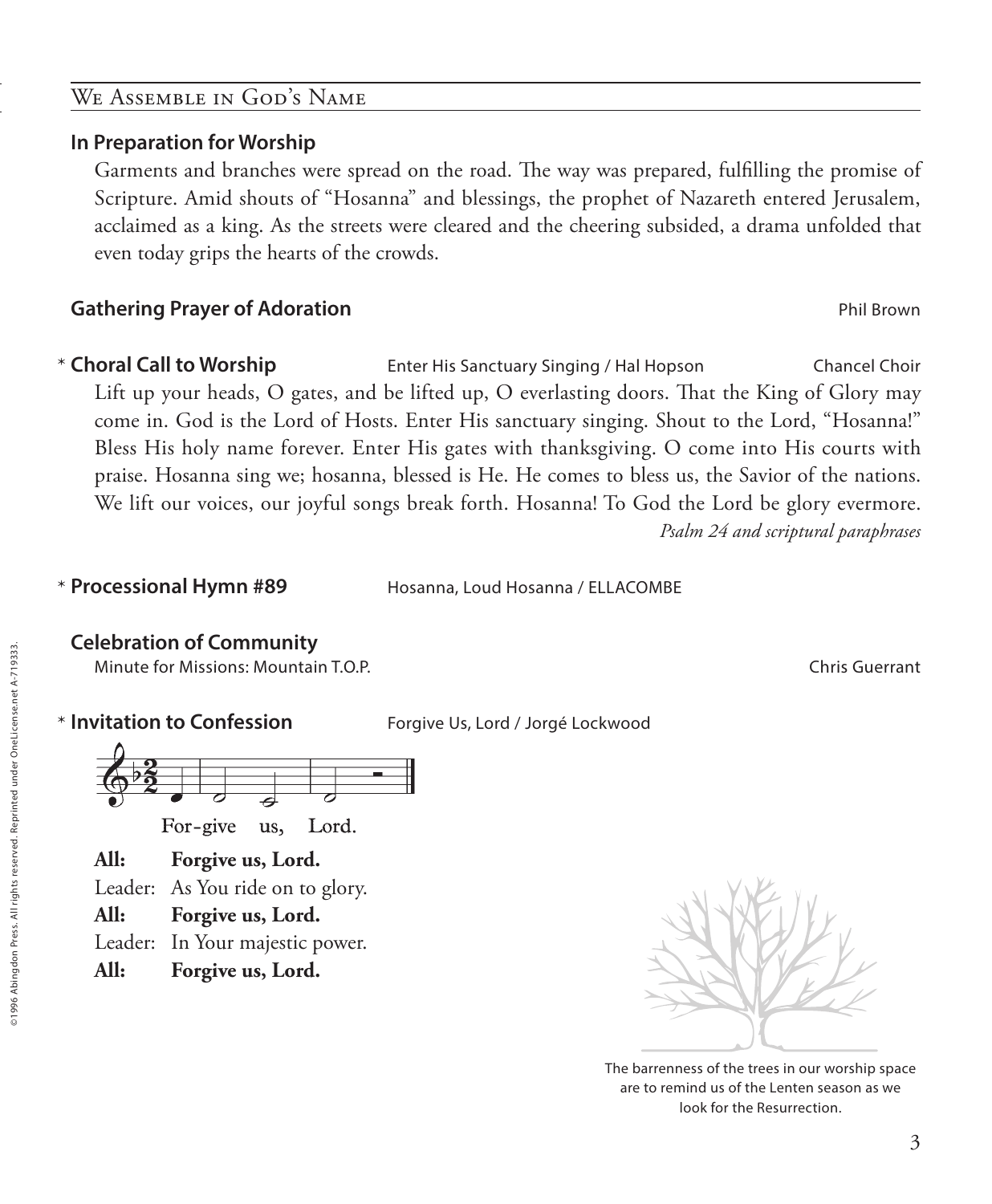## We Assemble in God's Name

**In Preparation for Worship**

Garments and branches were spread on the road. The way was prepared, fulfilling the promise of Scripture. Amid shouts of "Hosanna" and blessings, the prophet of Nazareth entered Jerusalem, acclaimed as a king. As the streets were cleared and the cheering subsided, a drama unfolded that even today grips the hearts of the crowds.

**Gathering Prayer of Adoration** Phil Brown

* **Choral Call to Worship** Enter His Sanctuary Singing / Hal Hopson Chancel Choir

Lift up your heads, O gates, and be lifted up, O everlasting doors. That the King of Glory may come in. God is the Lord of Hosts. Enter His sanctuary singing. Shout to the Lord, "Hosanna!" Bless His holy name forever. Enter His gates with thanksgiving. O come into His courts with praise. Hosanna sing we; hosanna, blessed is He. He comes to bless us, the Savior of the nations. We lift our voices, our joyful songs break forth. Hosanna! To God the Lord be glory evermore.

*Psalm 24 and scriptural paraphrases*

* **Processional Hymn #89** Hosanna, Loud Hosanna / ELLACOMBE

**Celebration of Community**

Minute for Missions: Mountain T.O.P. Chris Guerrant

* **Invitation to Confession** Forgive Us, Lord / Jorgé Lockwood

For-give us, Lord.

**All: Forgive us, Lord.**
Leader: As You ride on to glory.
**All: Forgive us, Lord.**
Leader: In Your majestic power.
**All: Forgive us, Lord.**

The barrenness of the trees in our worship space are to remind us of the Lenten season as we look for the Resurrection.

©1996 Abingdon Press. All rights reserved. Reprinted under OneLicense.net A-719333.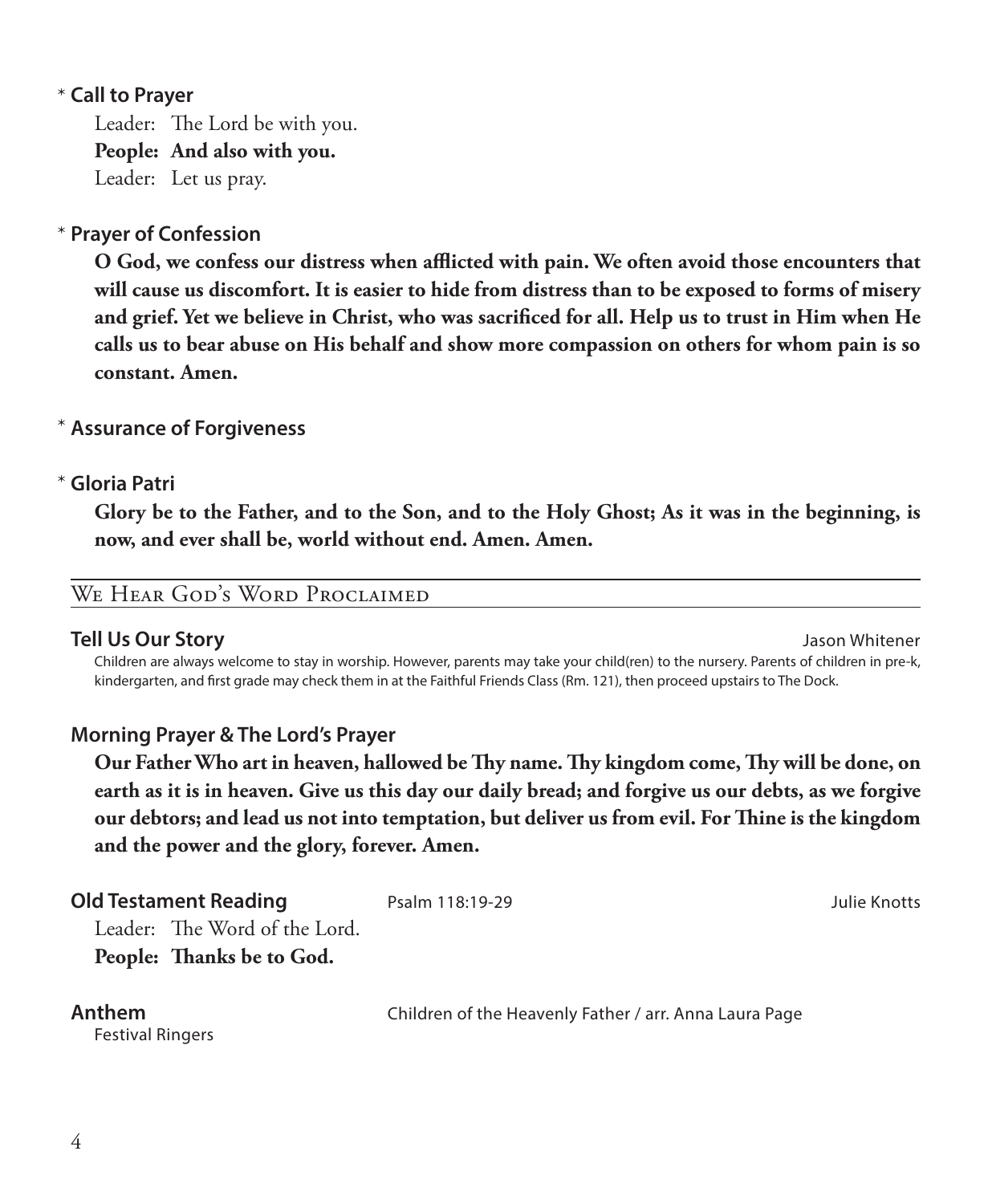\* **Call to Prayer**

Leader: The Lord be with you.
**People: And also with you.**
Leader: Let us pray.

\* **Prayer of Confession**

**O God, we confess our distress when afflicted with pain. We often avoid those encounters that will cause us discomfort. It is easier to hide from distress than to be exposed to forms of misery and grief. Yet we believe in Christ, who was sacrificed for all. Help us to trust in Him when He calls us to bear abuse on His behalf and show more compassion on others for whom pain is so constant. Amen.**

\* **Assurance of Forgiveness**

\* **Gloria Patri**

**Glory be to the Father, and to the Son, and to the Holy Ghost; As it was in the beginning, is now, and ever shall be, world without end. Amen. Amen.**

## We Hear God's Word Proclaimed

**Tell Us Our Story** — Jason Whitener

Children are always welcome to stay in worship. However, parents may take your child(ren) to the nursery. Parents of children in pre-k, kindergarten, and first grade may check them in at the Faithful Friends Class (Rm. 121), then proceed upstairs to The Dock.

**Morning Prayer & The Lord's Prayer**

**Our Father Who art in heaven, hallowed be Thy name. Thy kingdom come, Thy will be done, on earth as it is in heaven. Give us this day our daily bread; and forgive us our debts, as we forgive our debtors; and lead us not into temptation, but deliver us from evil. For Thine is the kingdom and the power and the glory, forever. Amen.**

**Old Testament Reading** — Psalm 118:19-29 — Julie Knotts

Leader: The Word of the Lord.
**People: Thanks be to God.**

**Anthem** — Children of the Heavenly Father / arr. Anna Laura Page

Festival Ringers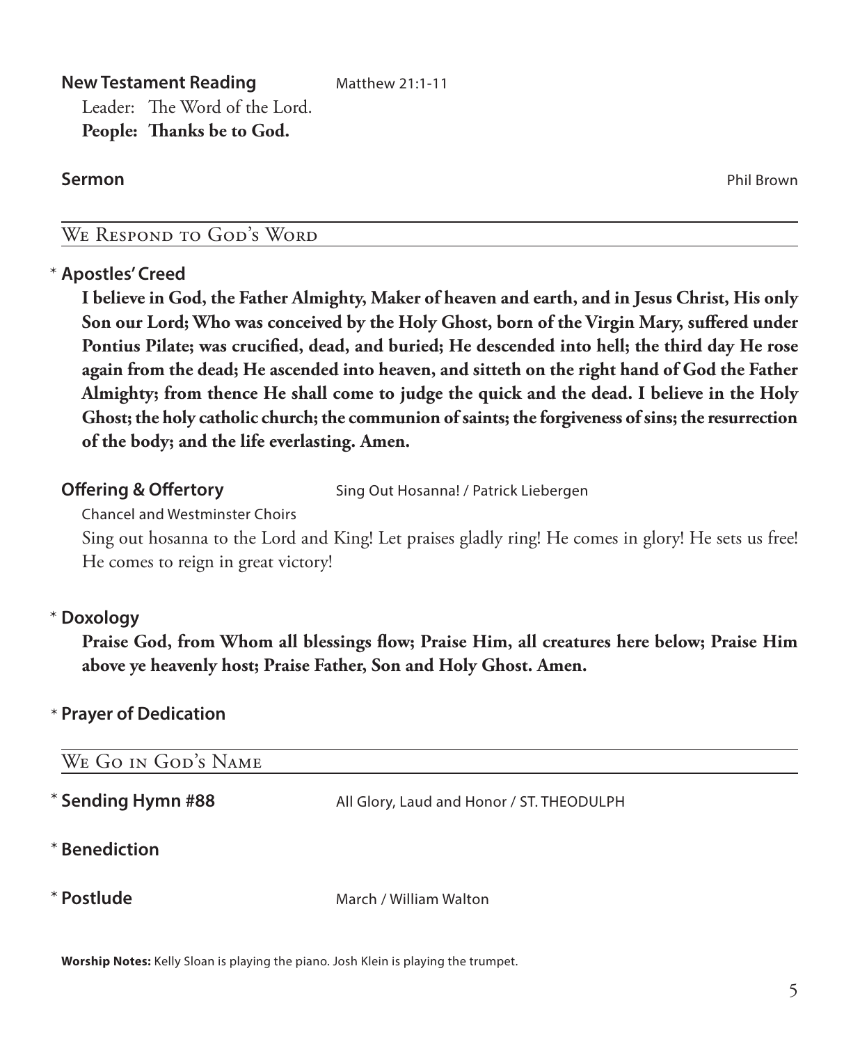**New Testament Reading** Matthew 21:1-11

Leader: The Word of the Lord.
**People: Thanks be to God.**

**Sermon** Phil Brown

## We Respond to God's Word

\* **Apostles' Creed**

**I believe in God, the Father Almighty, Maker of heaven and earth, and in Jesus Christ, His only Son our Lord; Who was conceived by the Holy Ghost, born of the Virgin Mary, suffered under Pontius Pilate; was crucified, dead, and buried; He descended into hell; the third day He rose again from the dead; He ascended into heaven, and sitteth on the right hand of God the Father Almighty; from thence He shall come to judge the quick and the dead. I believe in the Holy Ghost; the holy catholic church; the communion of saints; the forgiveness of sins; the resurrection of the body; and the life everlasting. Amen.**

**Offering & Offertory** Sing Out Hosanna! / Patrick Liebergen

Chancel and Westminster Choirs

Sing out hosanna to the Lord and King! Let praises gladly ring! He comes in glory! He sets us free! He comes to reign in great victory!

\* **Doxology**

**Praise God, from Whom all blessings flow; Praise Him, all creatures here below; Praise Him above ye heavenly host; Praise Father, Son and Holy Ghost. Amen.**

\* **Prayer of Dedication**

## We Go in God's Name

\* **Sending Hymn #88** All Glory, Laud and Honor / ST. THEODULPH

\* **Benediction**

\* **Postlude** March / William Walton

**Worship Notes:** Kelly Sloan is playing the piano. Josh Klein is playing the trumpet.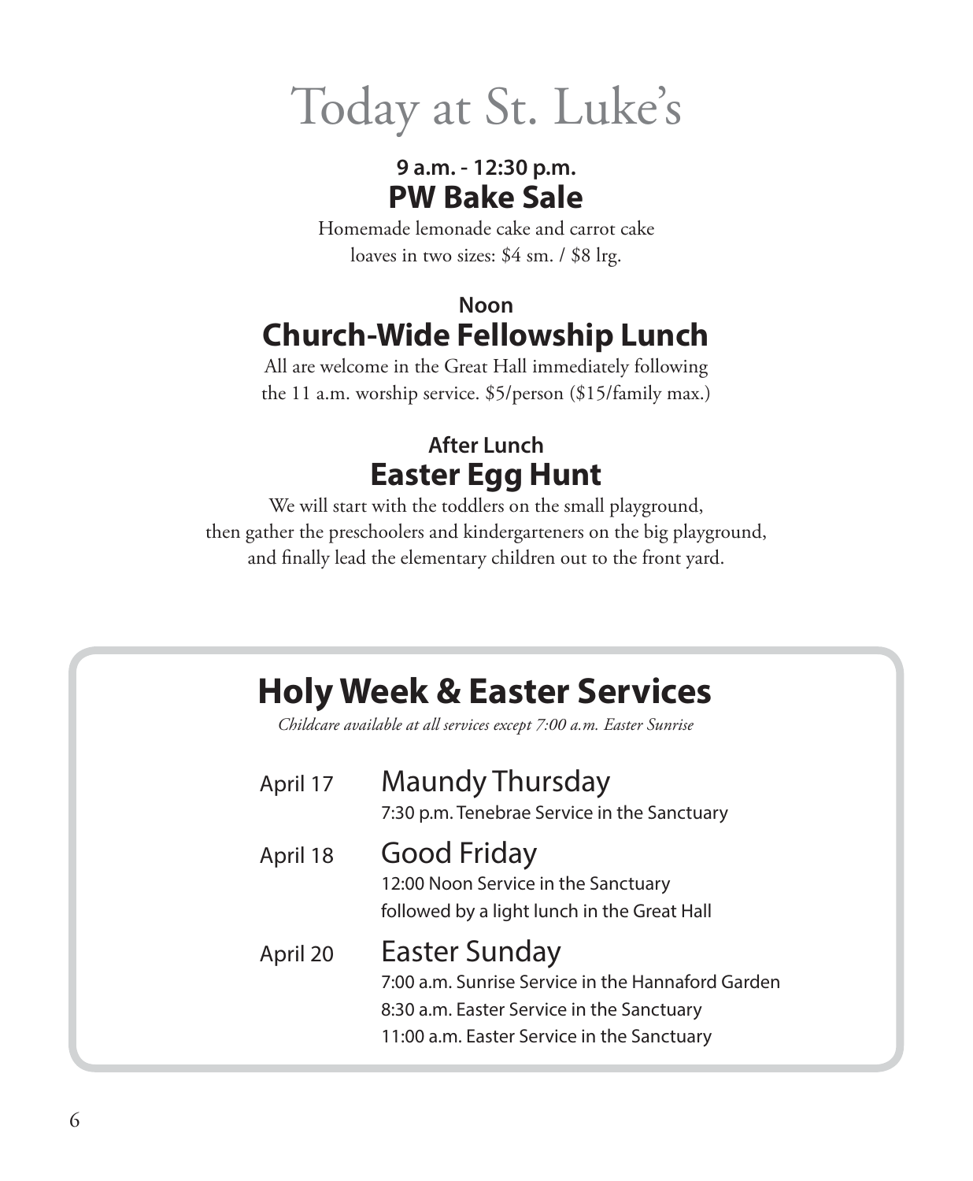# Today at St. Luke's

**9 a.m. - 12:30 p.m.**

## PW Bake Sale

Homemade lemonade cake and carrot cake loaves in two sizes: $4 sm. / $8 lrg.

**Noon**

## Church-Wide Fellowship Lunch

All are welcome in the Great Hall immediately following the 11 a.m. worship service. $5/person ($15/family max.)

**After Lunch**

## Easter Egg Hunt

We will start with the toddlers on the small playground, then gather the preschoolers and kindergarteners on the big playground, and finally lead the elementary children out to the front yard.

## Holy Week & Easter Services

*Childcare available at all services except 7:00 a.m. Easter Sunrise*

April 17 — **Maundy Thursday**
7:30 p.m. Tenebrae Service in the Sanctuary

April 18 — **Good Friday**
12:00 Noon Service in the Sanctuary
followed by a light lunch in the Great Hall

April 20 — **Easter Sunday**
7:00 a.m. Sunrise Service in the Hannaford Garden
8:30 a.m. Easter Service in the Sanctuary
11:00 a.m. Easter Service in the Sanctuary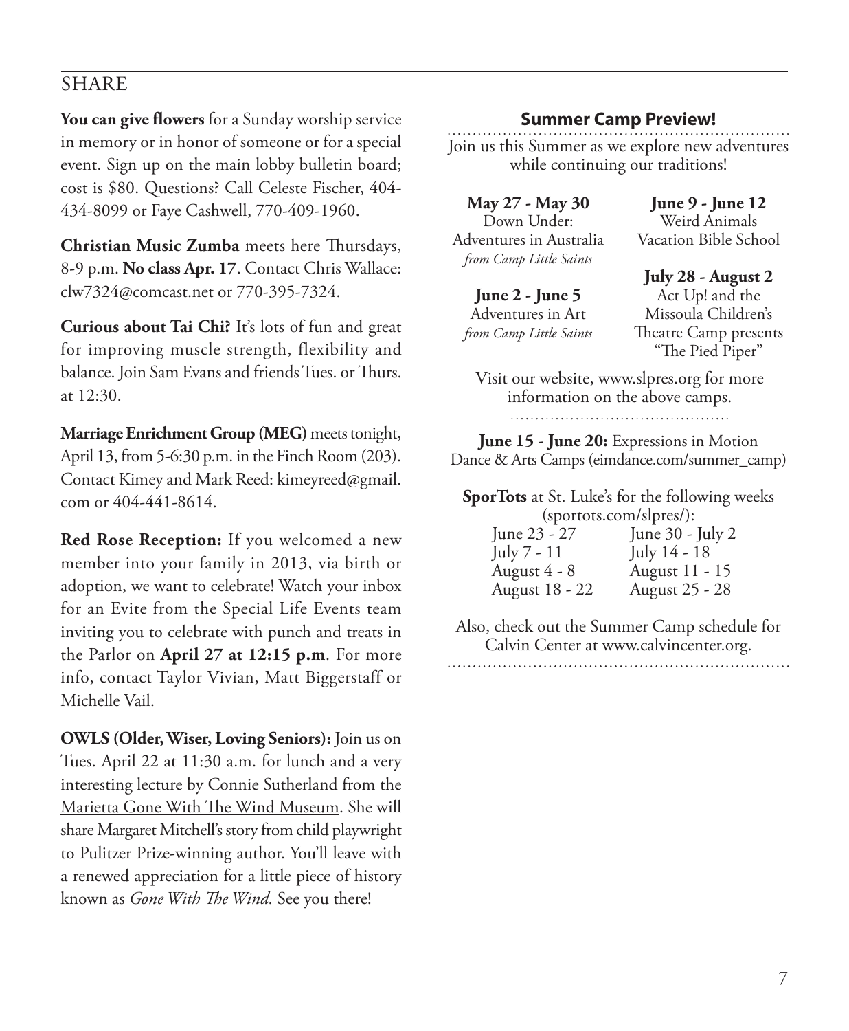## SHARE

**You can give flowers** for a Sunday worship service in memory or in honor of someone or for a special event. Sign up on the main lobby bulletin board; cost is $80. Questions? Call Celeste Fischer, 404-434-8099 or Faye Cashwell, 770-409-1960.

**Christian Music Zumba** meets here Thursdays, 8-9 p.m. **No class Apr. 17**. Contact Chris Wallace: clw7324@comcast.net or 770-395-7324.

**Curious about Tai Chi?** It's lots of fun and great for improving muscle strength, flexibility and balance. Join Sam Evans and friends Tues. or Thurs. at 12:30.

**Marriage Enrichment Group (MEG)** meets tonight, April 13, from 5-6:30 p.m. in the Finch Room (203). Contact Kimey and Mark Reed: kimeyreed@gmail.com or 404-441-8614.

**Red Rose Reception:** If you welcomed a new member into your family in 2013, via birth or adoption, we want to celebrate! Watch your inbox for an Evite from the Special Life Events team inviting you to celebrate with punch and treats in the Parlor on **April 27 at 12:15 p.m**. For more info, contact Taylor Vivian, Matt Biggerstaff or Michelle Vail.

**OWLS (Older, Wiser, Loving Seniors):** Join us on Tues. April 22 at 11:30 a.m. for lunch and a very interesting lecture by Connie Sutherland from the Marietta Gone With The Wind Museum. She will share Margaret Mitchell's story from child playwright to Pulitzer Prize-winning author. You'll leave with a renewed appreciation for a little piece of history known as *Gone With The Wind.* See you there!

### Summer Camp Preview!

Join us this Summer as we explore new adventures while continuing our traditions!

**May 27 - May 30**
Down Under:
Adventures in Australia
*from Camp Little Saints*

**June 2 - June 5**
Adventures in Art
*from Camp Little Saints*

**June 9 - June 12**
Weird Animals
Vacation Bible School

**July 28 - August 2**
Act Up! and the
Missoula Children's
Theatre Camp presents
"The Pied Piper"

Visit our website, www.slpres.org for more information on the above camps.

**June 15 - June 20:** Expressions in Motion Dance & Arts Camps (eimdance.com/summer_camp)

**SporTots** at St. Luke's for the following weeks (sportots.com/slpres/):

June 23 - 27
June 30 - July 2
July 7 - 11
July 14 - 18
August 4 - 8
August 11 - 15
August 18 - 22
August 25 - 28

Also, check out the Summer Camp schedule for Calvin Center at www.calvincenter.org.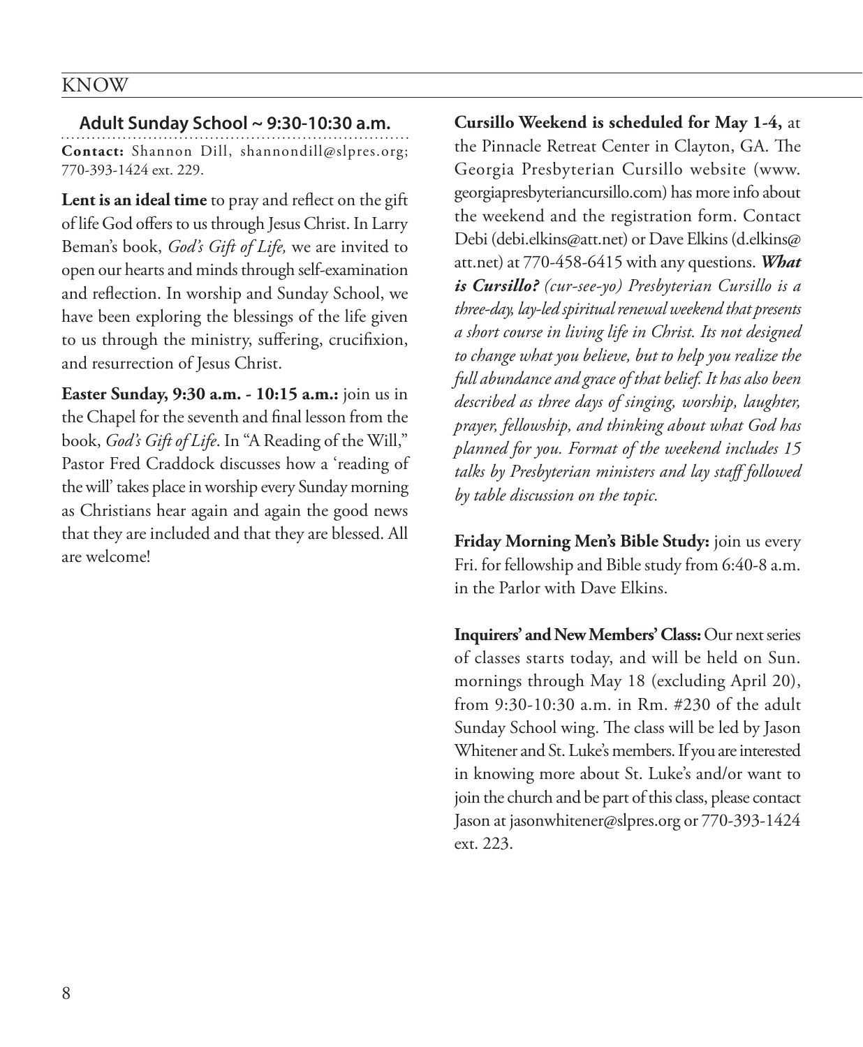# KNOW

## Adult Sunday School ~ 9:30-10:30 a.m.

**Contact:** Shannon Dill, shannondill@slpres.org; 770-393-1424 ext. 229.

**Lent is an ideal time** to pray and reflect on the gift of life God offers to us through Jesus Christ. In Larry Beman's book, *God's Gift of Life,* we are invited to open our hearts and minds through self-examination and reflection. In worship and Sunday School, we have been exploring the blessings of the life given to us through the ministry, suffering, crucifixion, and resurrection of Jesus Christ.

**Easter Sunday, 9:30 a.m. - 10:15 a.m.:** join us in the Chapel for the seventh and final lesson from the book, *God's Gift of Life*. In "A Reading of the Will," Pastor Fred Craddock discusses how a 'reading of the will' takes place in worship every Sunday morning as Christians hear again and again the good news that they are included and that they are blessed. All are welcome!

**Cursillo Weekend is scheduled for May 1-4,** at the Pinnacle Retreat Center in Clayton, GA. The Georgia Presbyterian Cursillo website (www.georgiapresbyteriancursillo.com) has more info about the weekend and the registration form. Contact Debi (debi.elkins@att.net) or Dave Elkins (d.elkins@att.net) at 770-458-6415 with any questions. ***What is Cursillo?*** *(cur-see-yo) Presbyterian Cursillo is a three-day, lay-led spiritual renewal weekend that presents a short course in living life in Christ. Its not designed to change what you believe, but to help you realize the full abundance and grace of that belief. It has also been described as three days of singing, worship, laughter, prayer, fellowship, and thinking about what God has planned for you. Format of the weekend includes 15 talks by Presbyterian ministers and lay staff followed by table discussion on the topic.*

**Friday Morning Men's Bible Study:** join us every Fri. for fellowship and Bible study from 6:40-8 a.m. in the Parlor with Dave Elkins.

**Inquirers' and New Members' Class:** Our next series of classes starts today, and will be held on Sun. mornings through May 18 (excluding April 20), from 9:30-10:30 a.m. in Rm. #230 of the adult Sunday School wing. The class will be led by Jason Whitener and St. Luke's members. If you are interested in knowing more about St. Luke's and/or want to join the church and be part of this class, please contact Jason at jasonwhitener@slpres.org or 770-393-1424 ext. 223.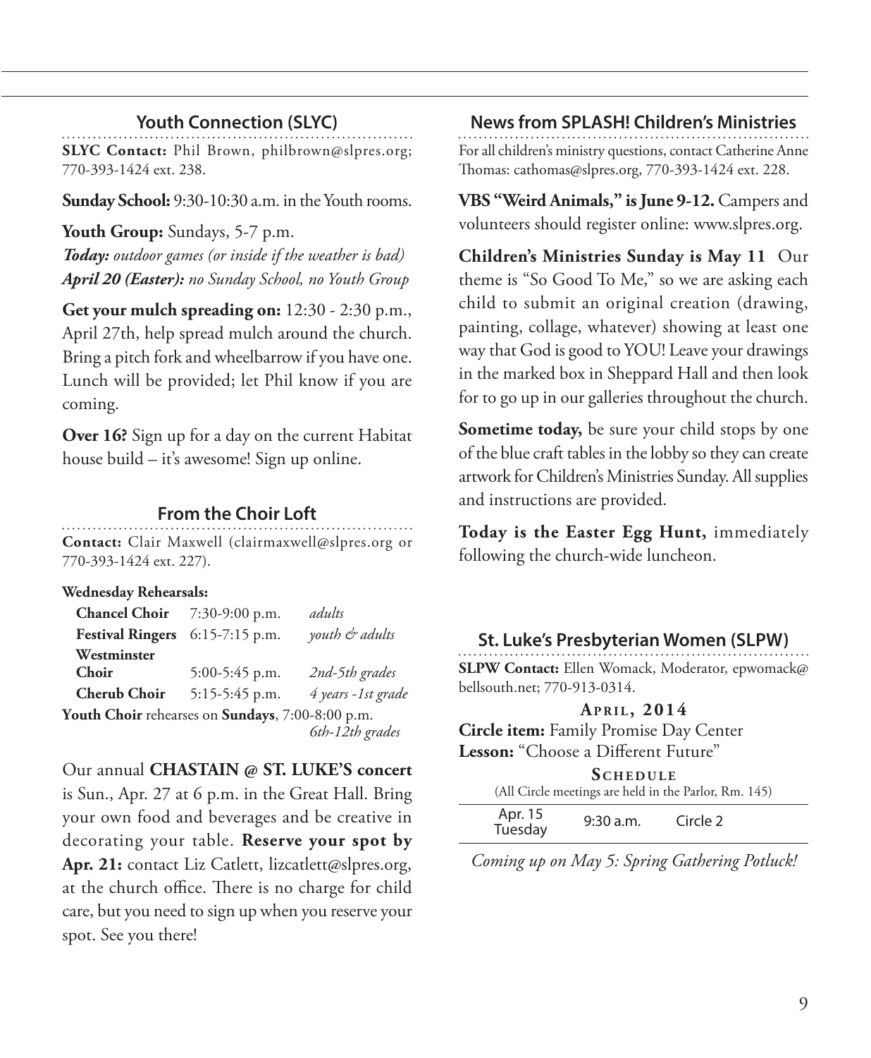## Youth Connection (SLYC)

**SLYC Contact:** Phil Brown, philbrown@slpres.org; 770-393-1424 ext. 238.

**Sunday School:** 9:30-10:30 a.m. in the Youth rooms.

**Youth Group:** Sundays, 5-7 p.m.
***Today:*** *outdoor games (or inside if the weather is bad)*
***April 20 (Easter):*** *no Sunday School, no Youth Group*

**Get your mulch spreading on:** 12:30 - 2:30 p.m., April 27th, help spread mulch around the church. Bring a pitch fork and wheelbarrow if you have one. Lunch will be provided; let Phil know if you are coming.

**Over 16?** Sign up for a day on the current Habitat house build – it's awesome! Sign up online.

## From the Choir Loft

**Contact:** Clair Maxwell (clairmaxwell@slpres.org or 770-393-1424 ext. 227).

**Wednesday Rehearsals:**

| | | |
|---|---|---|
| **Chancel Choir** | 7:30-9:00 p.m. | *adults* |
| **Festival Ringers** | 6:15-7:15 p.m. | *youth & adults* |
| **Westminster Choir** | 5:00-5:45 p.m. | *2nd-5th grades* |
| **Cherub Choir** | 5:15-5:45 p.m. | *4 years -1st grade* |

**Youth Choir** rehearses on **Sundays**, 7:00-8:00 p.m. *6th-12th grades*

Our annual **CHASTAIN @ ST. LUKE'S concert** is Sun., Apr. 27 at 6 p.m. in the Great Hall. Bring your own food and beverages and be creative in decorating your table. **Reserve your spot by Apr. 21:** contact Liz Catlett, lizcatlett@slpres.org, at the church office. There is no charge for child care, but you need to sign up when you reserve your spot. See you there!

## News from SPLASH! Children's Ministries

For all children's ministry questions, contact Catherine Anne Thomas: cathomas@slpres.org, 770-393-1424 ext. 228.

**VBS "Weird Animals," is June 9-12.** Campers and volunteers should register online: www.slpres.org.

**Children's Ministries Sunday is May 11** Our theme is "So Good To Me," so we are asking each child to submit an original creation (drawing, painting, collage, whatever) showing at least one way that God is good to YOU! Leave your drawings in the marked box in Sheppard Hall and then look for to go up in our galleries throughout the church.

**Sometime today,** be sure your child stops by one of the blue craft tables in the lobby so they can create artwork for Children's Ministries Sunday. All supplies and instructions are provided.

**Today is the Easter Egg Hunt,** immediately following the church-wide luncheon.

## St. Luke's Presbyterian Women (SLPW)

**SLPW Contact:** Ellen Womack, Moderator, epwomack@bellsouth.net; 770-913-0314.

**April, 2014**

**Circle item:** Family Promise Day Center
**Lesson:** "Choose a Different Future"

**Schedule**
(All Circle meetings are held in the Parlor, Rm. 145)

| | | |
|---|---|---|
| Apr. 15 Tuesday | 9:30 a.m. | Circle 2 |

*Coming up on May 5: Spring Gathering Potluck!*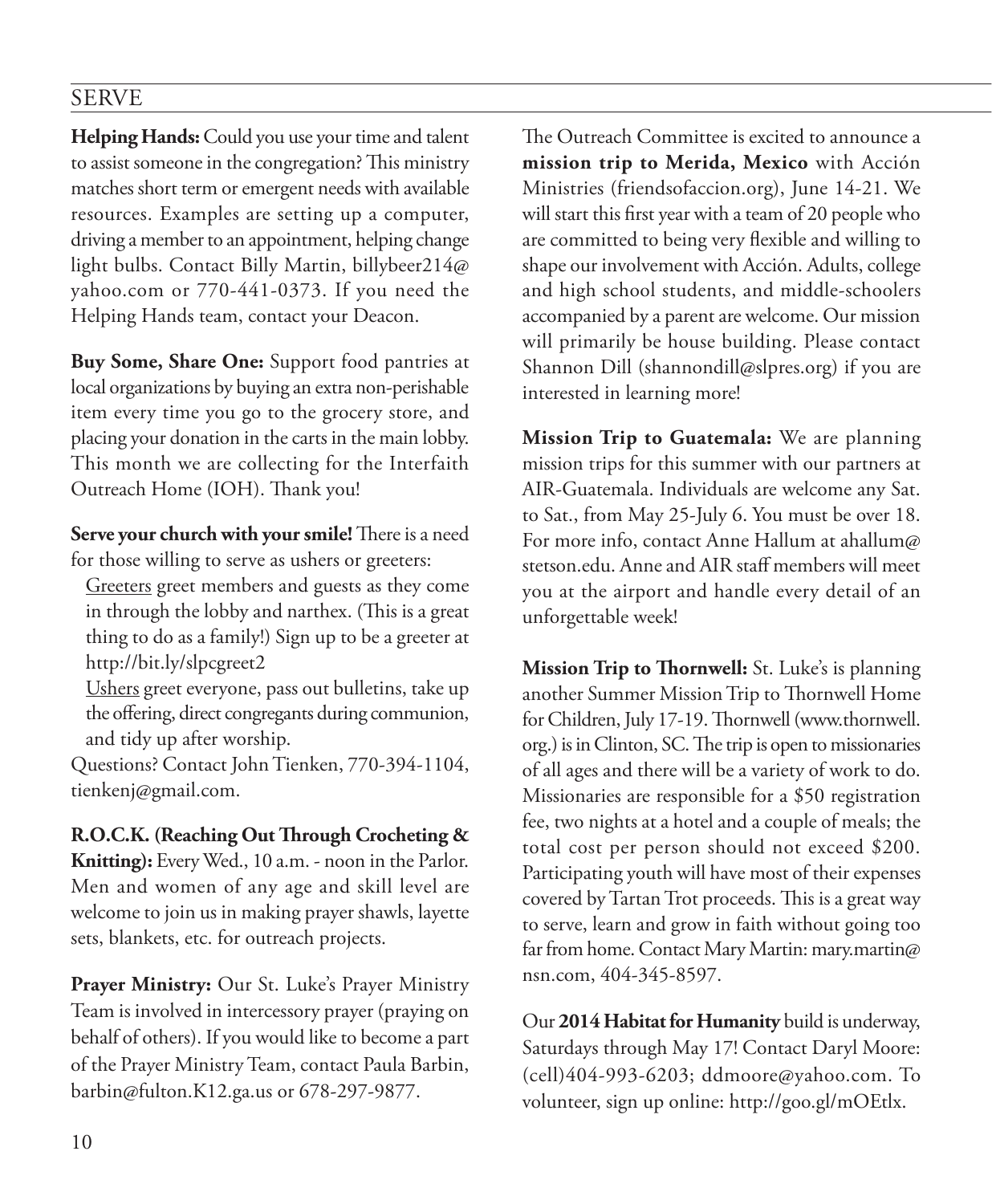## SERVE

**Helping Hands:** Could you use your time and talent to assist someone in the congregation? This ministry matches short term or emergent needs with available resources. Examples are setting up a computer, driving a member to an appointment, helping change light bulbs. Contact Billy Martin, billybeer214@yahoo.com or 770-441-0373. If you need the Helping Hands team, contact your Deacon.

**Buy Some, Share One:** Support food pantries at local organizations by buying an extra non-perishable item every time you go to the grocery store, and placing your donation in the carts in the main lobby. This month we are collecting for the Interfaith Outreach Home (IOH). Thank you!

**Serve your church with your smile!** There is a need for those willing to serve as ushers or greeters:

Greeters greet members and guests as they come in through the lobby and narthex. (This is a great thing to do as a family!) Sign up to be a greeter at http://bit.ly/slpcgreet2

Ushers greet everyone, pass out bulletins, take up the offering, direct congregants during communion, and tidy up after worship.

Questions? Contact John Tienken, 770-394-1104, tienkenj@gmail.com.

**R.O.C.K. (Reaching Out Through Crocheting & Knitting):** Every Wed., 10 a.m. - noon in the Parlor. Men and women of any age and skill level are welcome to join us in making prayer shawls, layette sets, blankets, etc. for outreach projects.

**Prayer Ministry:** Our St. Luke's Prayer Ministry Team is involved in intercessory prayer (praying on behalf of others). If you would like to become a part of the Prayer Ministry Team, contact Paula Barbin, barbin@fulton.K12.ga.us or 678-297-9877.

The Outreach Committee is excited to announce a **mission trip to Merida, Mexico** with Acción Ministries (friendsofaccion.org), June 14-21. We will start this first year with a team of 20 people who are committed to being very flexible and willing to shape our involvement with Acción. Adults, college and high school students, and middle-schoolers accompanied by a parent are welcome. Our mission will primarily be house building. Please contact Shannon Dill (shannondill@slpres.org) if you are interested in learning more!

**Mission Trip to Guatemala:** We are planning mission trips for this summer with our partners at AIR-Guatemala. Individuals are welcome any Sat. to Sat., from May 25-July 6. You must be over 18. For more info, contact Anne Hallum at ahallum@stetson.edu. Anne and AIR staff members will meet you at the airport and handle every detail of an unforgettable week!

**Mission Trip to Thornwell:** St. Luke's is planning another Summer Mission Trip to Thornwell Home for Children, July 17-19. Thornwell (www.thornwell.org.) is in Clinton, SC. The trip is open to missionaries of all ages and there will be a variety of work to do. Missionaries are responsible for a $50 registration fee, two nights at a hotel and a couple of meals; the total cost per person should not exceed $200. Participating youth will have most of their expenses covered by Tartan Trot proceeds. This is a great way to serve, learn and grow in faith without going too far from home. Contact Mary Martin: mary.martin@nsn.com, 404-345-8597.

Our **2014 Habitat for Humanity** build is underway, Saturdays through May 17! Contact Daryl Moore: (cell)404-993-6203; ddmoore@yahoo.com. To volunteer, sign up online: http://goo.gl/mOEtlx.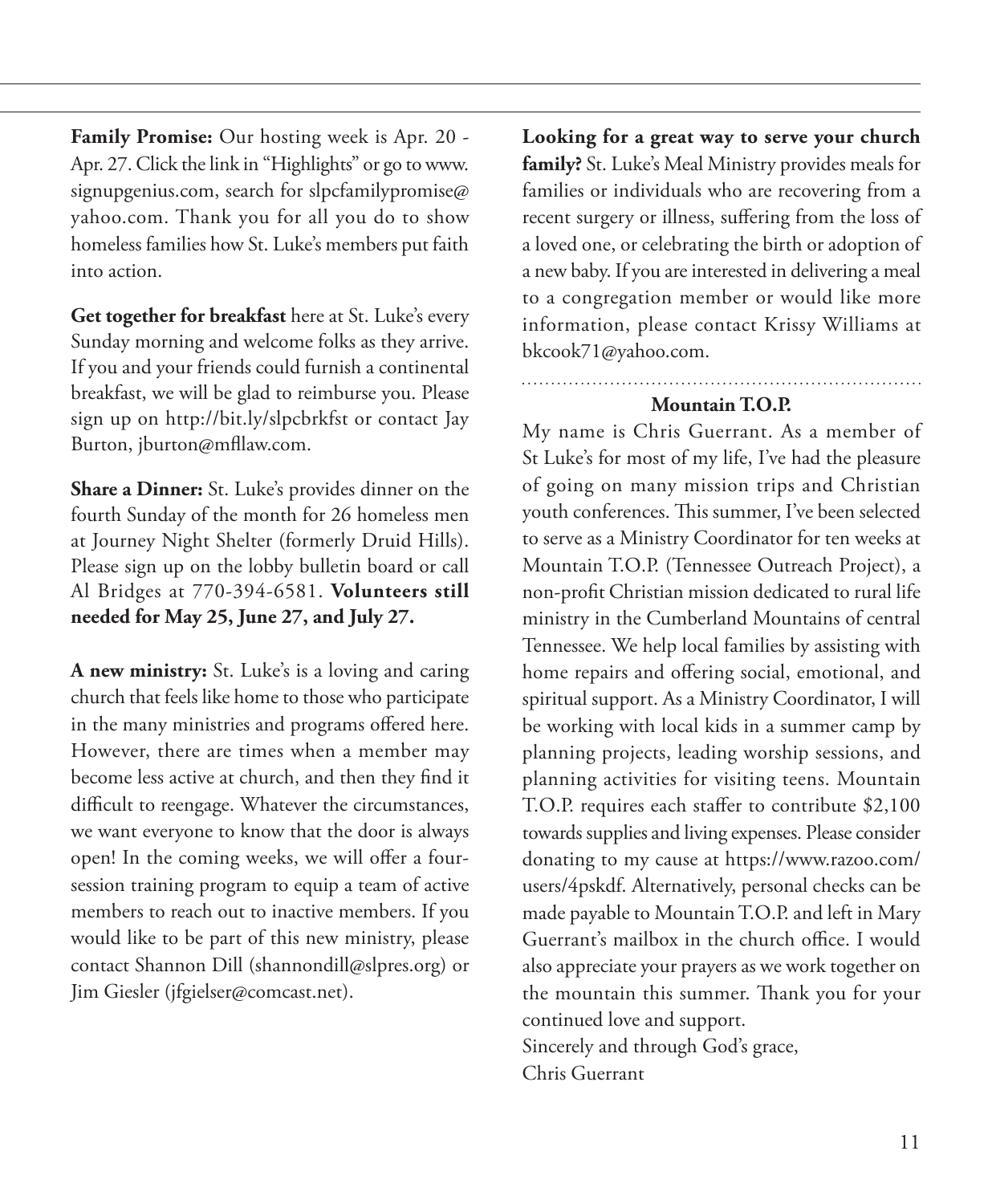**Family Promise:** Our hosting week is Apr. 20 - Apr. 27. Click the link in "Highlights" or go to www.signupgenius.com, search for slpcfamilypromise@yahoo.com. Thank you for all you do to show homeless families how St. Luke's members put faith into action.

**Get together for breakfast** here at St. Luke's every Sunday morning and welcome folks as they arrive. If you and your friends could furnish a continental breakfast, we will be glad to reimburse you. Please sign up on http://bit.ly/slpcbrkfst or contact Jay Burton, jburton@mfllaw.com.

**Share a Dinner:** St. Luke's provides dinner on the fourth Sunday of the month for 26 homeless men at Journey Night Shelter (formerly Druid Hills). Please sign up on the lobby bulletin board or call Al Bridges at 770-394-6581. **Volunteers still needed for May 25, June 27, and July 27.**

**A new ministry:** St. Luke's is a loving and caring church that feels like home to those who participate in the many ministries and programs offered here. However, there are times when a member may become less active at church, and then they find it difficult to reengage. Whatever the circumstances, we want everyone to know that the door is always open! In the coming weeks, we will offer a four-session training program to equip a team of active members to reach out to inactive members. If you would like to be part of this new ministry, please contact Shannon Dill (shannondill@slpres.org) or Jim Giesler (jfgielser@comcast.net).

**Looking for a great way to serve your church family?** St. Luke's Meal Ministry provides meals for families or individuals who are recovering from a recent surgery or illness, suffering from the loss of a loved one, or celebrating the birth or adoption of a new baby. If you are interested in delivering a meal to a congregation member or would like more information, please contact Krissy Williams at bkcook71@yahoo.com.

---

**Mountain T.O.P.**

My name is Chris Guerrant. As a member of St Luke's for most of my life, I've had the pleasure of going on many mission trips and Christian youth conferences. This summer, I've been selected to serve as a Ministry Coordinator for ten weeks at Mountain T.O.P. (Tennessee Outreach Project), a non-profit Christian mission dedicated to rural life ministry in the Cumberland Mountains of central Tennessee. We help local families by assisting with home repairs and offering social, emotional, and spiritual support. As a Ministry Coordinator, I will be working with local kids in a summer camp by planning projects, leading worship sessions, and planning activities for visiting teens. Mountain T.O.P. requires each staffer to contribute $2,100 towards supplies and living expenses. Please consider donating to my cause at https://www.razoo.com/users/4pskdf. Alternatively, personal checks can be made payable to Mountain T.O.P. and left in Mary Guerrant's mailbox in the church office. I would also appreciate your prayers as we work together on the mountain this summer. Thank you for your continued love and support.

Sincerely and through God's grace,
Chris Guerrant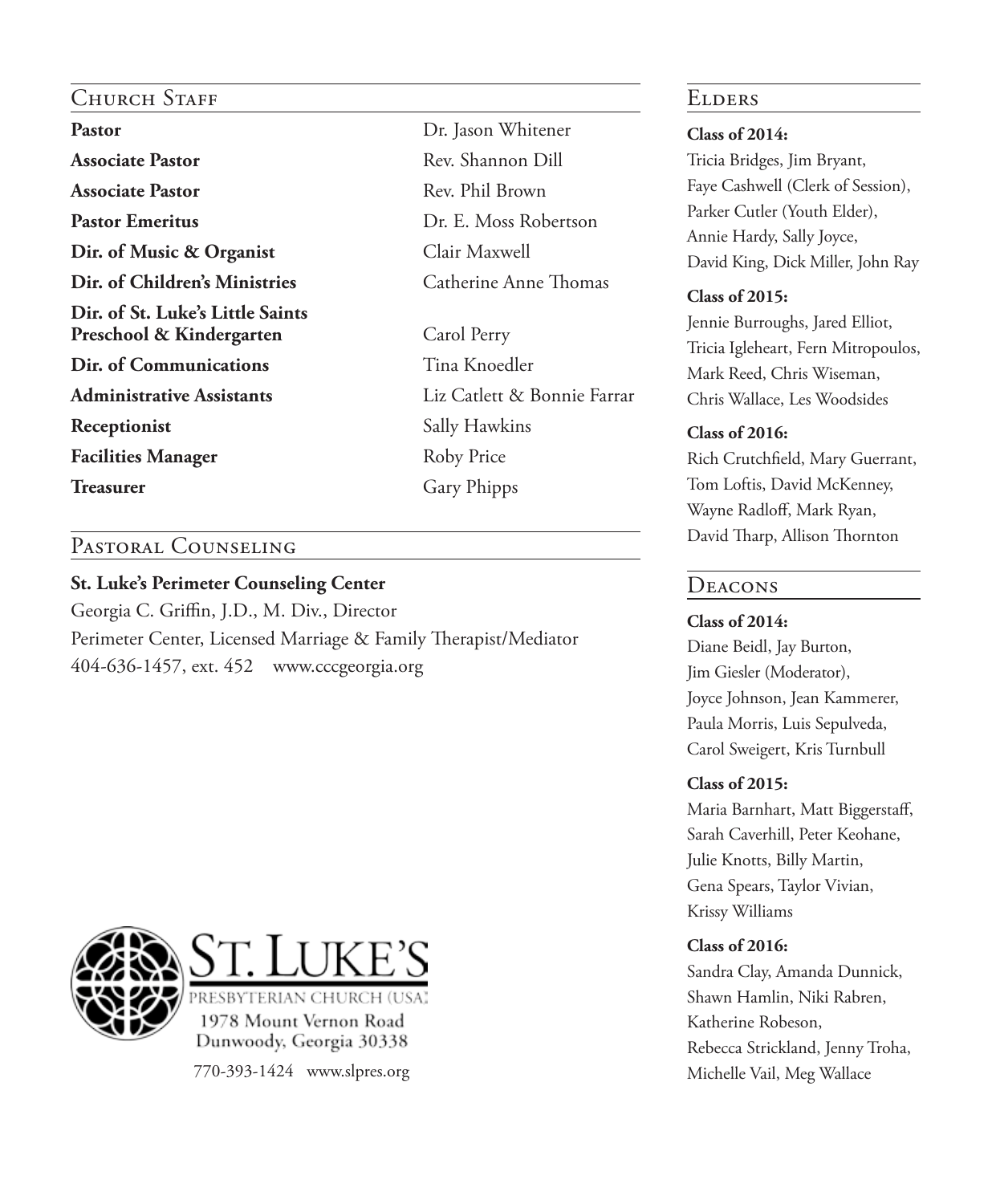## Church Staff

| | |
|---|---|
| **Pastor** | Dr. Jason Whitener |
| **Associate Pastor** | Rev. Shannon Dill |
| **Associate Pastor** | Rev. Phil Brown |
| **Pastor Emeritus** | Dr. E. Moss Robertson |
| **Dir. of Music & Organist** | Clair Maxwell |
| **Dir. of Children's Ministries** | Catherine Anne Thomas |
| **Dir. of St. Luke's Little Saints Preschool & Kindergarten** | Carol Perry |
| **Dir. of Communications** | Tina Knoedler |
| **Administrative Assistants** | Liz Catlett & Bonnie Farrar |
| **Receptionist** | Sally Hawkins |
| **Facilities Manager** | Roby Price |
| **Treasurer** | Gary Phipps |

## Pastoral Counseling

**St. Luke's Perimeter Counseling Center**
Georgia C. Griffin, J.D., M. Div., Director
Perimeter Center, Licensed Marriage & Family Therapist/Mediator
404-636-1457, ext. 452 www.cccgeorgia.org

St. Luke's
PRESBYTERIAN CHURCH (USA)
1978 Mount Vernon Road
Dunwoody, Georgia 30338
770-393-1424 www.slpres.org

## Elders

**Class of 2014:**
Tricia Bridges, Jim Bryant, Faye Cashwell (Clerk of Session), Parker Cutler (Youth Elder), Annie Hardy, Sally Joyce, David King, Dick Miller, John Ray

**Class of 2015:**
Jennie Burroughs, Jared Elliot, Tricia Igleheart, Fern Mitropoulos, Mark Reed, Chris Wiseman, Chris Wallace, Les Woodsides

**Class of 2016:**
Rich Crutchfield, Mary Guerrant, Tom Loftis, David McKenney, Wayne Radloff, Mark Ryan, David Tharp, Allison Thornton

## Deacons

**Class of 2014:**
Diane Beidl, Jay Burton, Jim Giesler (Moderator), Joyce Johnson, Jean Kammerer, Paula Morris, Luis Sepulveda, Carol Sweigert, Kris Turnbull

**Class of 2015:**
Maria Barnhart, Matt Biggerstaff, Sarah Caverhill, Peter Keohane, Julie Knotts, Billy Martin, Gena Spears, Taylor Vivian, Krissy Williams

**Class of 2016:**
Sandra Clay, Amanda Dunnick, Shawn Hamlin, Niki Rabren, Katherine Robeson, Rebecca Strickland, Jenny Troha, Michelle Vail, Meg Wallace